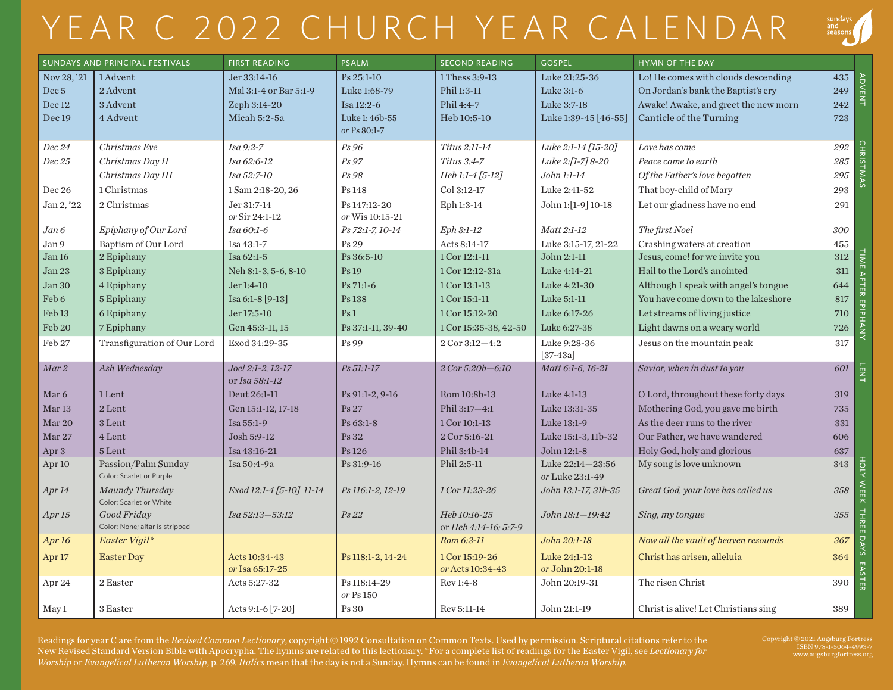# YEAR C 2022 CHURCH YEAR CALENDAR

sundays and seasons

| SUNDAYS AND PRINCIPAL FESTIVALS | | FIRST READING | PSALM | SECOND READING | GOSPEL | HYMN OF THE DAY | | |
|---|---|---|---|---|---|---|---|---|
| Nov 28, '21 | 1 Advent | Jer 33:14-16 | Ps 25:1-10 | 1 Thess 3:9-13 | Luke 21:25-36 | Lo! He comes with clouds descending | 435 | ADVENT |
| Dec 5 | 2 Advent | Mal 3:1-4 or Bar 5:1-9 | Luke 1:68-79 | Phil 1:3-11 | Luke 3:1-6 | On Jordan's bank the Baptist's cry | 249 | |
| Dec 12 | 3 Advent | Zeph 3:14-20 | Isa 12:2-6 | Phil 4:4-7 | Luke 3:7-18 | Awake! Awake, and greet the new morn | 242 | |
| Dec 19 | 4 Advent | Micah 5:2-5a | Luke 1: 46b-55 *or* Ps 80:1-7 | Heb 10:5-10 | Luke 1:39-45 [46-55] | Canticle of the Turning | 723 | |
| *Dec 24* | *Christmas Eve* | *Isa 9:2-7* | *Ps 96* | *Titus 2:11-14* | *Luke 2:1-14 [15-20]* | *Love has come* | *292* | CHRISTMAS |
| *Dec 25* | *Christmas Day II* | *Isa 62:6-12* | *Ps 97* | *Titus 3:4-7* | *Luke 2:[1-7] 8-20* | *Peace came to earth* | *285* | |
| | *Christmas Day III* | *Isa 52:7-10* | *Ps 98* | *Heb 1:1-4 [5-12]* | *John 1:1-14* | *Of the Father's love begotten* | *295* | |
| Dec 26 | 1 Christmas | 1 Sam 2:18-20, 26 | Ps 148 | Col 3:12-17 | Luke 2:41-52 | That boy-child of Mary | 293 | |
| Jan 2, '22 | 2 Christmas | Jer 31:7-14 *or* Sir 24:1-12 | Ps 147:12-20 *or* Wis 10:15-21 | Eph 1:3-14 | John 1:[1-9] 10-18 | Let our gladness have no end | 291 | |
| *Jan 6* | *Epiphany of Our Lord* | *Isa 60:1-6* | *Ps 72:1-7, 10-14* | *Eph 3:1-12* | *Matt 2:1-12* | *The first Noel* | *300* | |
| Jan 9 | Baptism of Our Lord | Isa 43:1-7 | Ps 29 | Acts 8:14-17 | Luke 3:15-17, 21-22 | Crashing waters at creation | 455 | |
| Jan 16 | 2 Epiphany | Isa 62:1-5 | Ps 36:5-10 | 1 Cor 12:1-11 | John 2:1-11 | Jesus, come! for we invite you | 312 | TIME AFTER EPIPHANY |
| Jan 23 | 3 Epiphany | Neh 8:1-3, 5-6, 8-10 | Ps 19 | 1 Cor 12:12-31a | Luke 4:14-21 | Hail to the Lord's anointed | 311 | |
| Jan 30 | 4 Epiphany | Jer 1:4-10 | Ps 71:1-6 | 1 Cor 13:1-13 | Luke 4:21-30 | Although I speak with angel's tongue | 644 | |
| Feb 6 | 5 Epiphany | Isa 6:1-8 [9-13] | Ps 138 | 1 Cor 15:1-11 | Luke 5:1-11 | You have come down to the lakeshore | 817 | |
| Feb 13 | 6 Epiphany | Jer 17:5-10 | Ps 1 | 1 Cor 15:12-20 | Luke 6:17-26 | Let streams of living justice | 710 | |
| Feb 20 | 7 Epiphany | Gen 45:3-11, 15 | Ps 37:1-11, 39-40 | 1 Cor 15:35-38, 42-50 | Luke 6:27-38 | Light dawns on a weary world | 726 | |
| Feb 27 | Transfiguration of Our Lord | Exod 34:29-35 | Ps 99 | 2 Cor 3:12—4:2 | Luke 9:28-36 [37-43a] | Jesus on the mountain peak | 317 | |
| *Mar 2* | *Ash Wednesday* | *Joel 2:1-2, 12-17* or *Isa 58:1-12* | *Ps 51:1-17* | *2 Cor 5:20b—6:10* | *Matt 6:1-6, 16-21* | *Savior, when in dust to you* | *601* | LENT |
| Mar 6 | 1 Lent | Deut 26:1-11 | Ps 91:1-2, 9-16 | Rom 10:8b-13 | Luke 4:1-13 | O Lord, throughout these forty days | 319 | |
| Mar 13 | 2 Lent | Gen 15:1-12, 17-18 | Ps 27 | Phil 3:17—4:1 | Luke 13:31-35 | Mothering God, you gave me birth | 735 | |
| Mar 20 | 3 Lent | Isa 55:1-9 | Ps 63:1-8 | 1 Cor 10:1-13 | Luke 13:1-9 | As the deer runs to the river | 331 | |
| Mar 27 | 4 Lent | Josh 5:9-12 | Ps 32 | 2 Cor 5:16-21 | Luke 15:1-3, 11b-32 | Our Father, we have wandered | 606 | |
| Apr 3 | 5 Lent | Isa 43:16-21 | Ps 126 | Phil 3:4b-14 | John 12:1-8 | Holy God, holy and glorious | 637 | |
| Apr 10 | Passion/Palm Sunday<br>Color: Scarlet or Purple | Isa 50:4-9a | Ps 31:9-16 | Phil 2:5-11 | Luke 22:14—23:56 *or* Luke 23:1-49 | My song is love unknown | 343 | HOLY WEEK |
| *Apr 14* | *Maundy Thursday*<br>Color: Scarlet or White | *Exod 12:1-4 [5-10] 11-14* | *Ps 116:1-2, 12-19* | *1 Cor 11:23-26* | *John 13:1-17, 31b-35* | *Great God, your love has called us* | *358* | THREE DAYS |
| *Apr 15* | *Good Friday*<br>Color: None; altar is stripped | *Isa 52:13—53:12* | *Ps 22* | *Heb 10:16-25* or *Heb 4:14-16; 5:7-9* | *John 18:1—19:42* | *Sing, my tongue* | *355* | |
| *Apr 16* | *Easter Vigil** | | | *Rom 6:3-11* | *John 20:1-18* | *Now all the vault of heaven resounds* | *367* | |
| Apr 17 | Easter Day | Acts 10:34-43 *or* Isa 65:17-25 | Ps 118:1-2, 14-24 | 1 Cor 15:19-26 *or* Acts 10:34-43 | Luke 24:1-12 *or* John 20:1-18 | Christ has arisen, alleluia | 364 | EASTER |
| Apr 24 | 2 Easter | Acts 5:27-32 | Ps 118:14-29 *or* Ps 150 | Rev 1:4-8 | John 20:19-31 | The risen Christ | 390 | |
| May 1 | 3 Easter | Acts 9:1-6 [7-20] | Ps 30 | Rev 5:11-14 | John 21:1-19 | Christ is alive! Let Christians sing | 389 | |

Readings for year C are from the *Revised Common Lectionary*, copyright © 1992 Consultation on Common Texts. Used by permission. Scriptural citations refer to the New Revised Standard Version Bible with Apocrypha. The hymns are related to this lectionary. *For a complete list of readings for the Easter Vigil, see *Lectionary for Worship* or *Evangelical Lutheran Worship*, p. 269. *Italics* mean that the day is not a Sunday. Hymns can be found in *Evangelical Lutheran Worship*.

Copyright © 2021 Augsburg Fortress
ISBN 978-1-5064-4993-7
www.augsburgfortress.org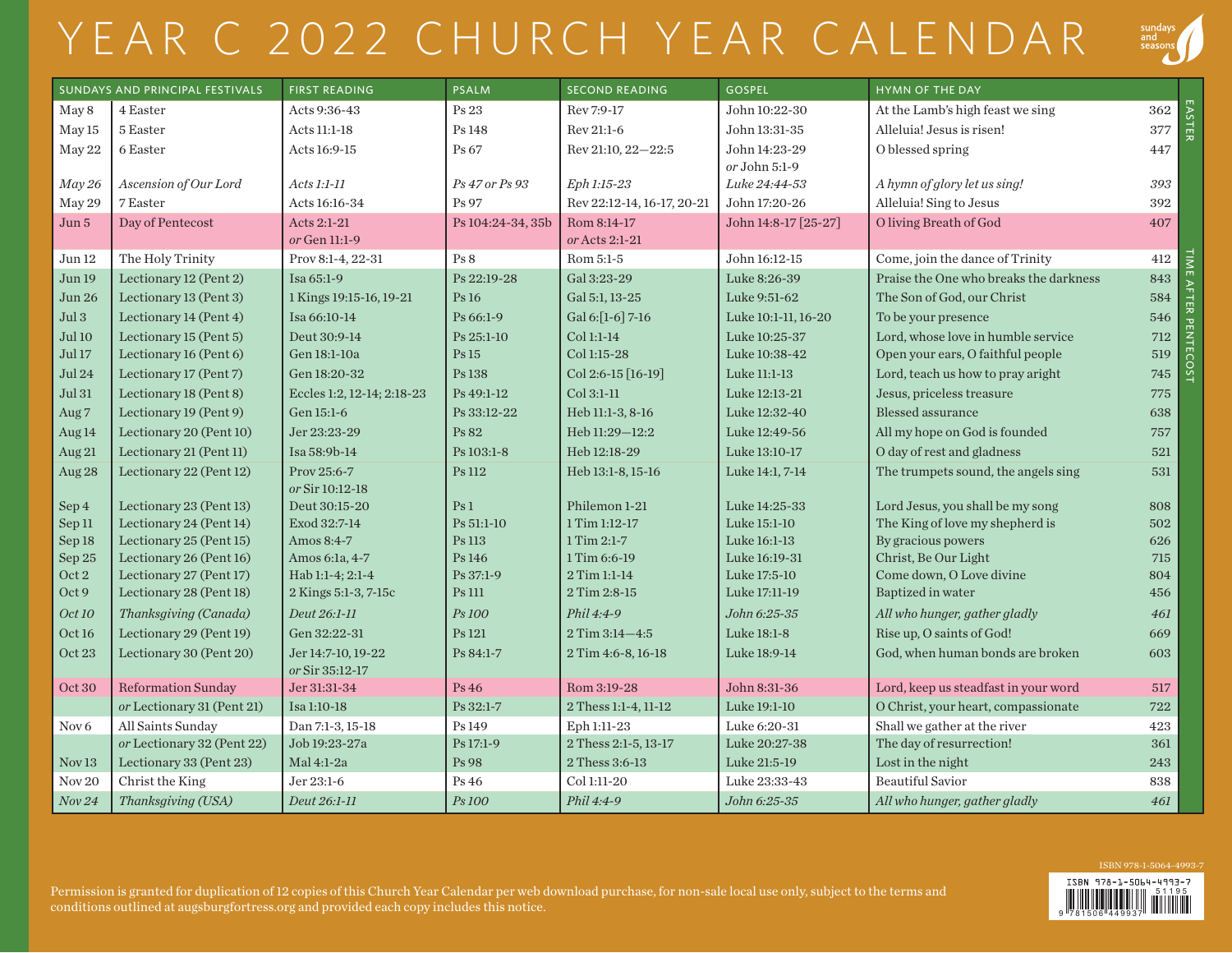# YEAR C 2022 CHURCH YEAR CALENDAR

sundays and seasons

| SUNDAYS AND PRINCIPAL FESTIVALS | | FIRST READING | PSALM | SECOND READING | GOSPEL | HYMN OF THE DAY | | |
|---|---|---|---|---|---|---|---|---|
| May 8 | 4 Easter | Acts 9:36-43 | Ps 23 | Rev 7:9-17 | John 10:22-30 | At the Lamb's high feast we sing | 362 | EASTER |
| May 15 | 5 Easter | Acts 11:1-18 | Ps 148 | Rev 21:1-6 | John 13:31-35 | Alleluia! Jesus is risen! | 377 | |
| May 22 | 6 Easter | Acts 16:9-15 | Ps 67 | Rev 21:10, 22—22:5 | John 14:23-29 *or* John 5:1-9 | O blessed spring | 447 | |
| *May 26* | *Ascension of Our Lord* | *Acts 1:1-11* | *Ps 47 or Ps 93* | *Eph 1:15-23* | *Luke 24:44-53* | *A hymn of glory let us sing!* | *393* | |
| May 29 | 7 Easter | Acts 16:16-34 | Ps 97 | Rev 22:12-14, 16-17, 20-21 | John 17:20-26 | Alleluia! Sing to Jesus | 392 | |
| Jun 5 | Day of Pentecost | Acts 2:1-21 *or* Gen 11:1-9 | Ps 104:24-34, 35b | Rom 8:14-17 *or* Acts 2:1-21 | John 14:8-17 [25-27] | O living Breath of God | 407 | |
| Jun 12 | The Holy Trinity | Prov 8:1-4, 22-31 | Ps 8 | Rom 5:1-5 | John 16:12-15 | Come, join the dance of Trinity | 412 | TIME AFTER PENTECOST |
| Jun 19 | Lectionary 12 (Pent 2) | Isa 65:1-9 | Ps 22:19-28 | Gal 3:23-29 | Luke 8:26-39 | Praise the One who breaks the darkness | 843 | |
| Jun 26 | Lectionary 13 (Pent 3) | 1 Kings 19:15-16, 19-21 | Ps 16 | Gal 5:1, 13-25 | Luke 9:51-62 | The Son of God, our Christ | 584 | |
| Jul 3 | Lectionary 14 (Pent 4) | Isa 66:10-14 | Ps 66:1-9 | Gal 6:[1-6] 7-16 | Luke 10:1-11, 16-20 | To be your presence | 546 | |
| Jul 10 | Lectionary 15 (Pent 5) | Deut 30:9-14 | Ps 25:1-10 | Col 1:1-14 | Luke 10:25-37 | Lord, whose love in humble service | 712 | |
| Jul 17 | Lectionary 16 (Pent 6) | Gen 18:1-10a | Ps 15 | Col 1:15-28 | Luke 10:38-42 | Open your ears, O faithful people | 519 | |
| Jul 24 | Lectionary 17 (Pent 7) | Gen 18:20-32 | Ps 138 | Col 2:6-15 [16-19] | Luke 11:1-13 | Lord, teach us how to pray aright | 745 | |
| Jul 31 | Lectionary 18 (Pent 8) | Eccles 1:2, 12-14; 2:18-23 | Ps 49:1-12 | Col 3:1-11 | Luke 12:13-21 | Jesus, priceless treasure | 775 | |
| Aug 7 | Lectionary 19 (Pent 9) | Gen 15:1-6 | Ps 33:12-22 | Heb 11:1-3, 8-16 | Luke 12:32-40 | Blessed assurance | 638 | |
| Aug 14 | Lectionary 20 (Pent 10) | Jer 23:23-29 | Ps 82 | Heb 11:29—12:2 | Luke 12:49-56 | All my hope on God is founded | 757 | |
| Aug 21 | Lectionary 21 (Pent 11) | Isa 58:9b-14 | Ps 103:1-8 | Heb 12:18-29 | Luke 13:10-17 | O day of rest and gladness | 521 | |
| Aug 28 | Lectionary 22 (Pent 12) | Prov 25:6-7 *or* Sir 10:12-18 | Ps 112 | Heb 13:1-8, 15-16 | Luke 14:1, 7-14 | The trumpets sound, the angels sing | 531 | |
| Sep 4 | Lectionary 23 (Pent 13) | Deut 30:15-20 | Ps 1 | Philemon 1-21 | Luke 14:25-33 | Lord Jesus, you shall be my song | 808 | |
| Sep 11 | Lectionary 24 (Pent 14) | Exod 32:7-14 | Ps 51:1-10 | 1 Tim 1:12-17 | Luke 15:1-10 | The King of love my shepherd is | 502 | |
| Sep 18 | Lectionary 25 (Pent 15) | Amos 8:4-7 | Ps 113 | 1 Tim 2:1-7 | Luke 16:1-13 | By gracious powers | 626 | |
| Sep 25 | Lectionary 26 (Pent 16) | Amos 6:1a, 4-7 | Ps 146 | 1 Tim 6:6-19 | Luke 16:19-31 | Christ, Be Our Light | 715 | |
| Oct 2 | Lectionary 27 (Pent 17) | Hab 1:1-4; 2:1-4 | Ps 37:1-9 | 2 Tim 1:1-14 | Luke 17:5-10 | Come down, O Love divine | 804 | |
| Oct 9 | Lectionary 28 (Pent 18) | 2 Kings 5:1-3, 7-15c | Ps 111 | 2 Tim 2:8-15 | Luke 17:11-19 | Baptized in water | 456 | |
| *Oct 10* | *Thanksgiving (Canada)* | *Deut 26:1-11* | *Ps 100* | *Phil 4:4-9* | *John 6:25-35* | *All who hunger, gather gladly* | *461* | |
| Oct 16 | Lectionary 29 (Pent 19) | Gen 32:22-31 | Ps 121 | 2 Tim 3:14—4:5 | Luke 18:1-8 | Rise up, O saints of God! | 669 | |
| Oct 23 | Lectionary 30 (Pent 20) | Jer 14:7-10, 19-22 *or* Sir 35:12-17 | Ps 84:1-7 | 2 Tim 4:6-8, 16-18 | Luke 18:9-14 | God, when human bonds are broken | 603 | |
| Oct 30 | Reformation Sunday | Jer 31:31-34 | Ps 46 | Rom 3:19-28 | John 8:31-36 | Lord, keep us steadfast in your word | 517 | |
| | *or* Lectionary 31 (Pent 21) | Isa 1:10-18 | Ps 32:1-7 | 2 Thess 1:1-4, 11-12 | Luke 19:1-10 | O Christ, your heart, compassionate | 722 | |
| Nov 6 | All Saints Sunday | Dan 7:1-3, 15-18 | Ps 149 | Eph 1:11-23 | Luke 6:20-31 | Shall we gather at the river | 423 | |
| | *or* Lectionary 32 (Pent 22) | Job 19:23-27a | Ps 17:1-9 | 2 Thess 2:1-5, 13-17 | Luke 20:27-38 | The day of resurrection! | 361 | |
| Nov 13 | Lectionary 33 (Pent 23) | Mal 4:1-2a | Ps 98 | 2 Thess 3:6-13 | Luke 21:5-19 | Lost in the night | 243 | |
| Nov 20 | Christ the King | Jer 23:1-6 | Ps 46 | Col 1:11-20 | Luke 23:33-43 | Beautiful Savior | 838 | |
| *Nov 24* | *Thanksgiving (USA)* | *Deut 26:1-11* | *Ps 100* | *Phil 4:4-9* | *John 6:25-35* | *All who hunger, gather gladly* | *461* | |

Permission is granted for duplication of 12 copies of this Church Year Calendar per web download purchase, for non-sale local use only, subject to the terms and conditions outlined at augsburgfortress.org and provided each copy includes this notice.

ISBN 978-1-5064-4993-7